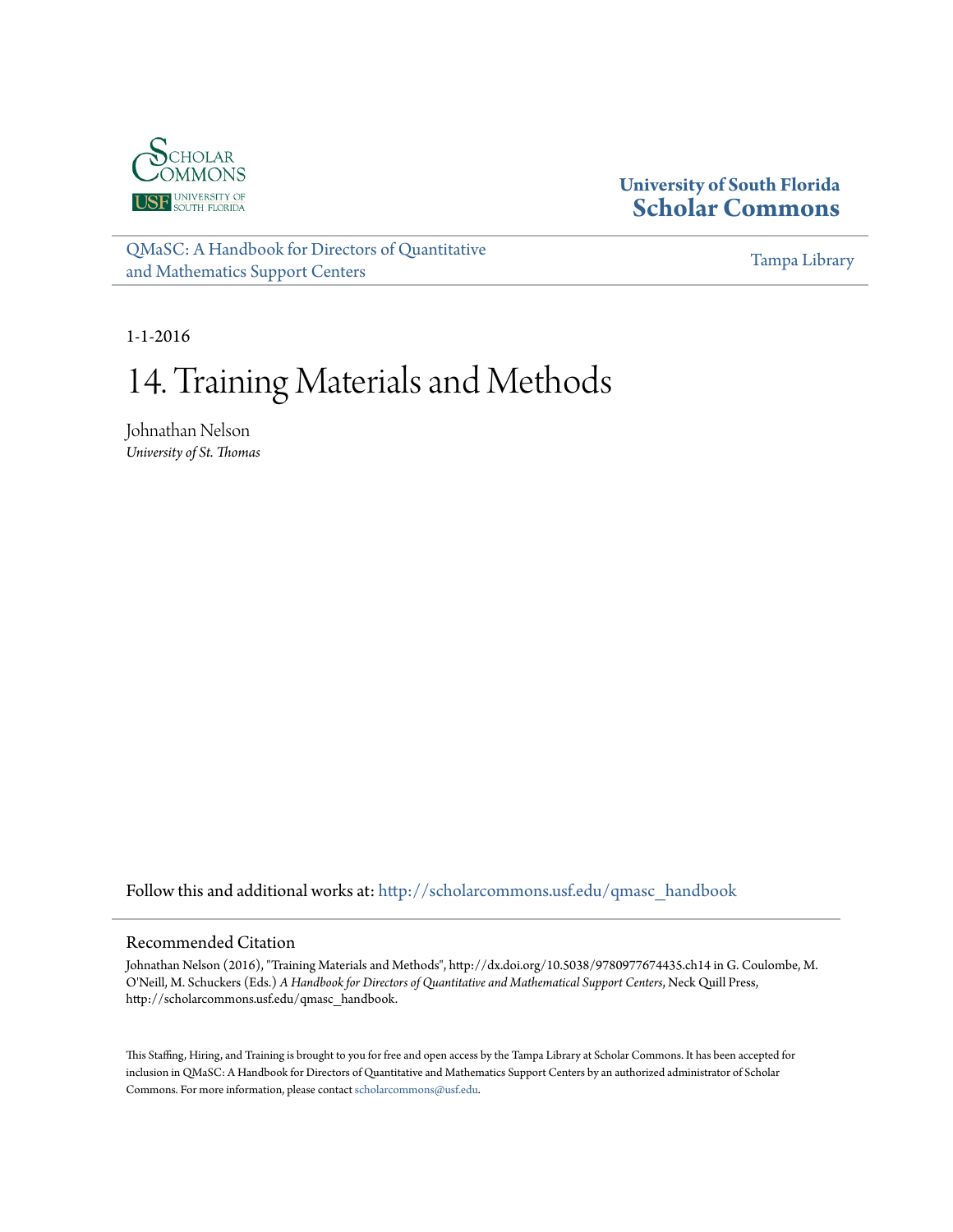Scholar Commons
USF University of South Florida

**University of South Florida**
**Scholar Commons**

QMaSC: A Handbook for Directors of Quantitative and Mathematics Support Centers

Tampa Library

1-1-2016

# 14. Training Materials and Methods

Johnathan Nelson
*University of St. Thomas*

Follow this and additional works at: http://scholarcommons.usf.edu/qmasc_handbook

## Recommended Citation

Johnathan Nelson (2016), "Training Materials and Methods", http://dx.doi.org/10.5038/9780977674435.ch14 in G. Coulombe, M. O'Neill, M. Schuckers (Eds.) *A Handbook for Directors of Quantitative and Mathematical Support Centers*, Neck Quill Press, http://scholarcommons.usf.edu/qmasc_handbook.

This Staffing, Hiring, and Training is brought to you for free and open access by the Tampa Library at Scholar Commons. It has been accepted for inclusion in QMaSC: A Handbook for Directors of Quantitative and Mathematics Support Centers by an authorized administrator of Scholar Commons. For more information, please contact scholarcommons@usf.edu.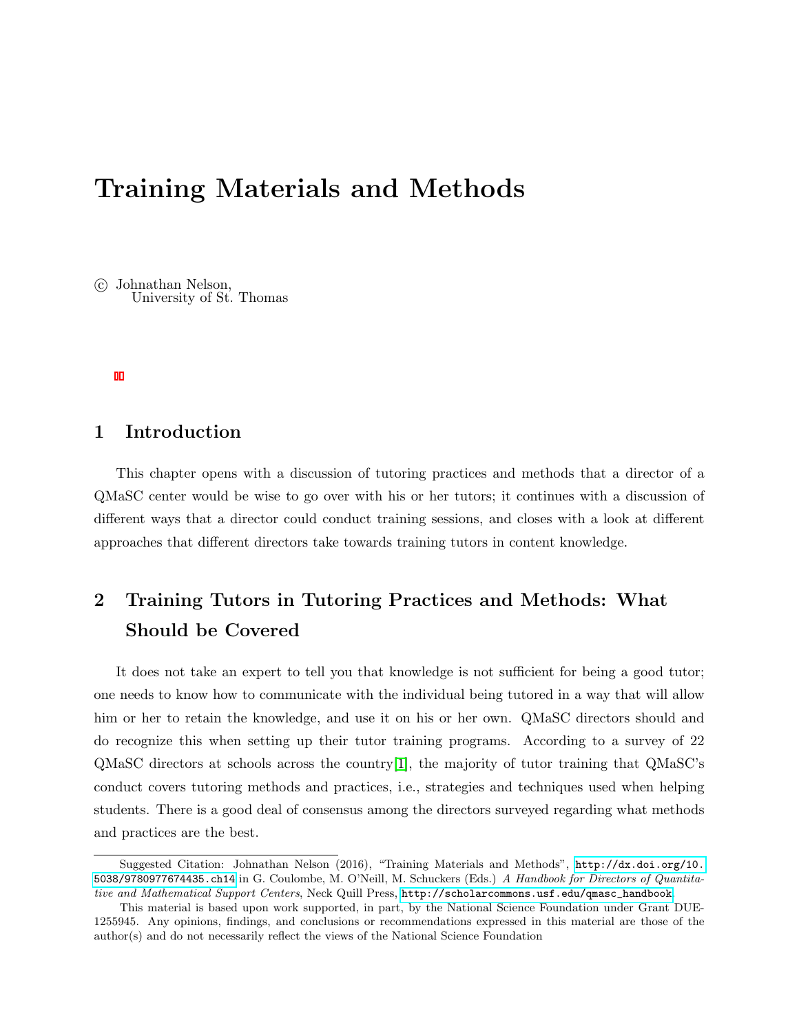# Training Materials and Methods

© Johnathan Nelson,
University of St. Thomas

## 1 Introduction

This chapter opens with a discussion of tutoring practices and methods that a director of a QMaSC center would be wise to go over with his or her tutors; it continues with a discussion of different ways that a director could conduct training sessions, and closes with a look at different approaches that different directors take towards training tutors in content knowledge.

## 2 Training Tutors in Tutoring Practices and Methods: What Should be Covered

It does not take an expert to tell you that knowledge is not sufficient for being a good tutor; one needs to know how to communicate with the individual being tutored in a way that will allow him or her to retain the knowledge, and use it on his or her own. QMaSC directors should and do recognize this when setting up their tutor training programs. According to a survey of 22 QMaSC directors at schools across the country[1], the majority of tutor training that QMaSC's conduct covers tutoring methods and practices, i.e., strategies and techniques used when helping students. There is a good deal of consensus among the directors surveyed regarding what methods and practices are the best.

---

Suggested Citation: Johnathan Nelson (2016), "Training Materials and Methods", http://dx.doi.org/10.5038/9780977674435.ch14 in G. Coulombe, M. O'Neill, M. Schuckers (Eds.) *A Handbook for Directors of Quantitative and Mathematical Support Centers*, Neck Quill Press, http://scholarcommons.usf.edu/qmasc_handbook.

This material is based upon work supported, in part, by the National Science Foundation under Grant DUE-1255945. Any opinions, findings, and conclusions or recommendations expressed in this material are those of the author(s) and do not necessarily reflect the views of the National Science Foundation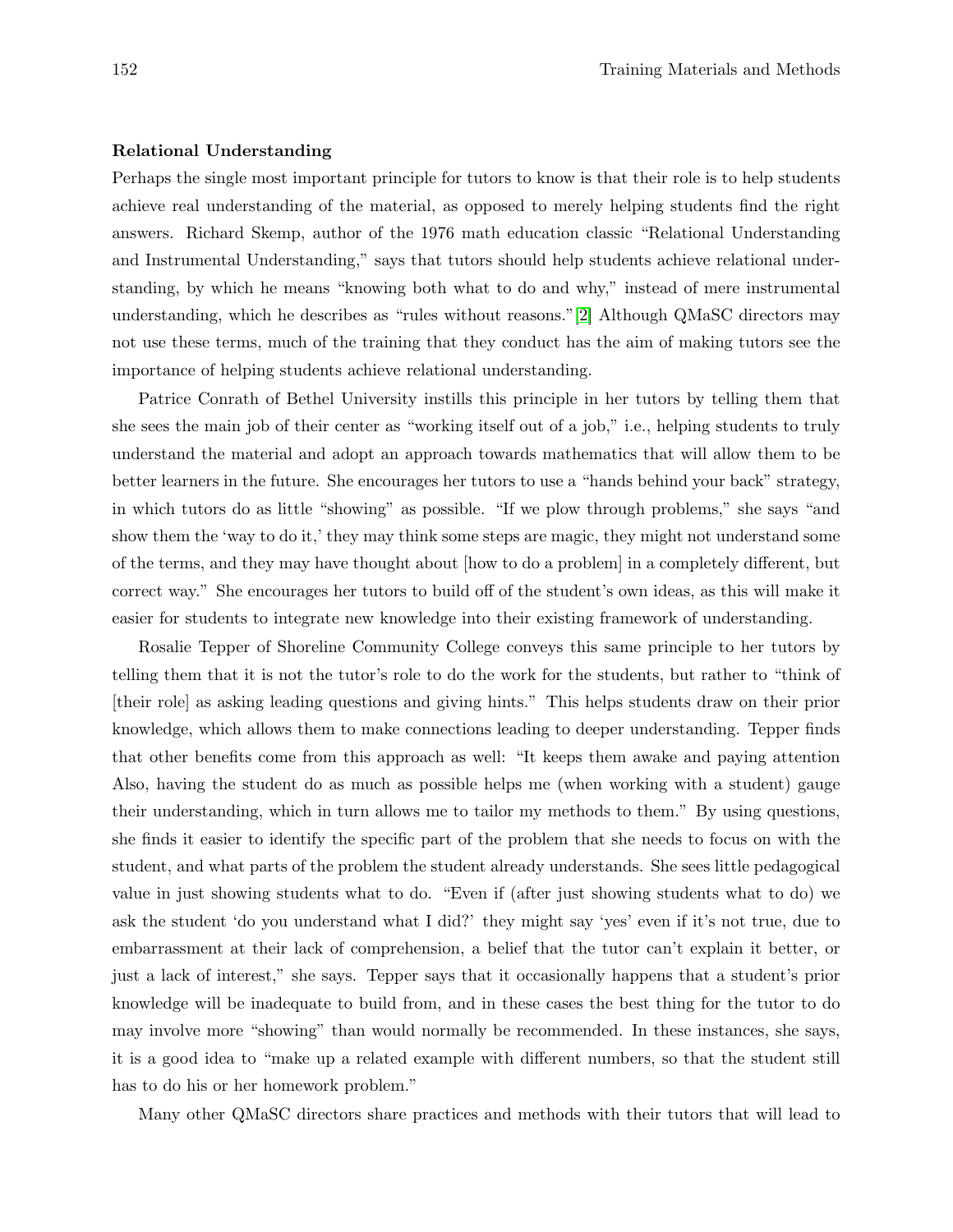**Relational Understanding**

Perhaps the single most important principle for tutors to know is that their role is to help students achieve real understanding of the material, as opposed to merely helping students find the right answers. Richard Skemp, author of the 1976 math education classic "Relational Understanding and Instrumental Understanding," says that tutors should help students achieve relational understanding, by which he means "knowing both what to do and why," instead of mere instrumental understanding, which he describes as "rules without reasons."[2] Although QMaSC directors may not use these terms, much of the training that they conduct has the aim of making tutors see the importance of helping students achieve relational understanding.

Patrice Conrath of Bethel University instills this principle in her tutors by telling them that she sees the main job of their center as "working itself out of a job," i.e., helping students to truly understand the material and adopt an approach towards mathematics that will allow them to be better learners in the future. She encourages her tutors to use a "hands behind your back" strategy, in which tutors do as little "showing" as possible. "If we plow through problems," she says "and show them the 'way to do it,' they may think some steps are magic, they might not understand some of the terms, and they may have thought about [how to do a problem] in a completely different, but correct way." She encourages her tutors to build off of the student's own ideas, as this will make it easier for students to integrate new knowledge into their existing framework of understanding.

Rosalie Tepper of Shoreline Community College conveys this same principle to her tutors by telling them that it is not the tutor's role to do the work for the students, but rather to "think of [their role] as asking leading questions and giving hints." This helps students draw on their prior knowledge, which allows them to make connections leading to deeper understanding. Tepper finds that other benefits come from this approach as well: "It keeps them awake and paying attention Also, having the student do as much as possible helps me (when working with a student) gauge their understanding, which in turn allows me to tailor my methods to them." By using questions, she finds it easier to identify the specific part of the problem that she needs to focus on with the student, and what parts of the problem the student already understands. She sees little pedagogical value in just showing students what to do. "Even if (after just showing students what to do) we ask the student 'do you understand what I did?' they might say 'yes' even if it's not true, due to embarrassment at their lack of comprehension, a belief that the tutor can't explain it better, or just a lack of interest," she says. Tepper says that it occasionally happens that a student's prior knowledge will be inadequate to build from, and in these cases the best thing for the tutor to do may involve more "showing" than would normally be recommended. In these instances, she says, it is a good idea to "make up a related example with different numbers, so that the student still has to do his or her homework problem."

Many other QMaSC directors share practices and methods with their tutors that will lead to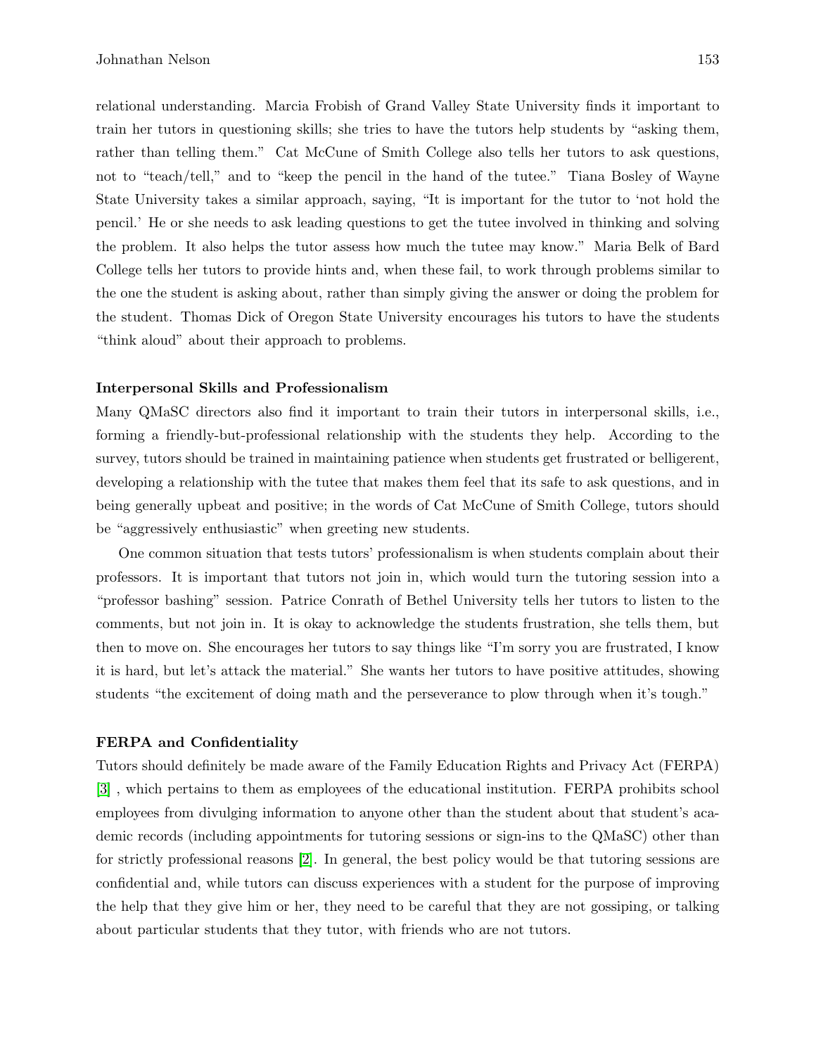relational understanding. Marcia Frobish of Grand Valley State University finds it important to train her tutors in questioning skills; she tries to have the tutors help students by "asking them, rather than telling them." Cat McCune of Smith College also tells her tutors to ask questions, not to "teach/tell," and to "keep the pencil in the hand of the tutee." Tiana Bosley of Wayne State University takes a similar approach, saying, "It is important for the tutor to 'not hold the pencil.' He or she needs to ask leading questions to get the tutee involved in thinking and solving the problem. It also helps the tutor assess how much the tutee may know." Maria Belk of Bard College tells her tutors to provide hints and, when these fail, to work through problems similar to the one the student is asking about, rather than simply giving the answer or doing the problem for the student. Thomas Dick of Oregon State University encourages his tutors to have the students "think aloud" about their approach to problems.

**Interpersonal Skills and Professionalism**

Many QMaSC directors also find it important to train their tutors in interpersonal skills, i.e., forming a friendly-but-professional relationship with the students they help. According to the survey, tutors should be trained in maintaining patience when students get frustrated or belligerent, developing a relationship with the tutee that makes them feel that its safe to ask questions, and in being generally upbeat and positive; in the words of Cat McCune of Smith College, tutors should be "aggressively enthusiastic" when greeting new students.

One common situation that tests tutors' professionalism is when students complain about their professors. It is important that tutors not join in, which would turn the tutoring session into a "professor bashing" session. Patrice Conrath of Bethel University tells her tutors to listen to the comments, but not join in. It is okay to acknowledge the students frustration, she tells them, but then to move on. She encourages her tutors to say things like "I'm sorry you are frustrated, I know it is hard, but let's attack the material." She wants her tutors to have positive attitudes, showing students "the excitement of doing math and the perseverance to plow through when it's tough."

**FERPA and Confidentiality**

Tutors should definitely be made aware of the Family Education Rights and Privacy Act (FERPA) [3] , which pertains to them as employees of the educational institution. FERPA prohibits school employees from divulging information to anyone other than the student about that student's academic records (including appointments for tutoring sessions or sign-ins to the QMaSC) other than for strictly professional reasons [2]. In general, the best policy would be that tutoring sessions are confidential and, while tutors can discuss experiences with a student for the purpose of improving the help that they give him or her, they need to be careful that they are not gossiping, or talking about particular students that they tutor, with friends who are not tutors.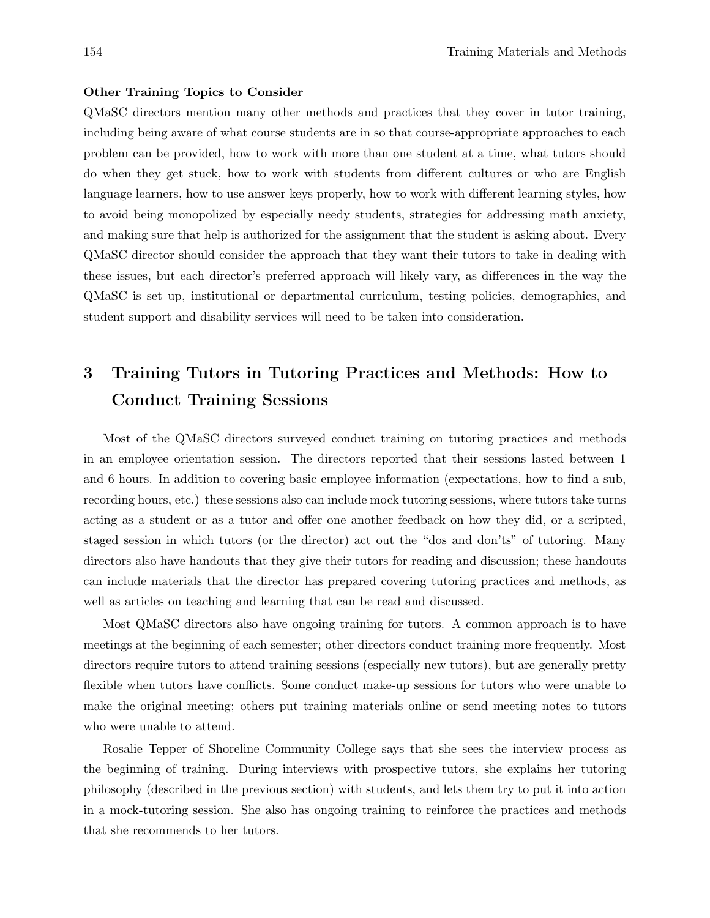**Other Training Topics to Consider**

QMaSC directors mention many other methods and practices that they cover in tutor training, including being aware of what course students are in so that course-appropriate approaches to each problem can be provided, how to work with more than one student at a time, what tutors should do when they get stuck, how to work with students from different cultures or who are English language learners, how to use answer keys properly, how to work with different learning styles, how to avoid being monopolized by especially needy students, strategies for addressing math anxiety, and making sure that help is authorized for the assignment that the student is asking about. Every QMaSC director should consider the approach that they want their tutors to take in dealing with these issues, but each director's preferred approach will likely vary, as differences in the way the QMaSC is set up, institutional or departmental curriculum, testing policies, demographics, and student support and disability services will need to be taken into consideration.

## 3 Training Tutors in Tutoring Practices and Methods: How to Conduct Training Sessions

Most of the QMaSC directors surveyed conduct training on tutoring practices and methods in an employee orientation session. The directors reported that their sessions lasted between 1 and 6 hours. In addition to covering basic employee information (expectations, how to find a sub, recording hours, etc.) these sessions also can include mock tutoring sessions, where tutors take turns acting as a student or as a tutor and offer one another feedback on how they did, or a scripted, staged session in which tutors (or the director) act out the "dos and don'ts" of tutoring. Many directors also have handouts that they give their tutors for reading and discussion; these handouts can include materials that the director has prepared covering tutoring practices and methods, as well as articles on teaching and learning that can be read and discussed.

Most QMaSC directors also have ongoing training for tutors. A common approach is to have meetings at the beginning of each semester; other directors conduct training more frequently. Most directors require tutors to attend training sessions (especially new tutors), but are generally pretty flexible when tutors have conflicts. Some conduct make-up sessions for tutors who were unable to make the original meeting; others put training materials online or send meeting notes to tutors who were unable to attend.

Rosalie Tepper of Shoreline Community College says that she sees the interview process as the beginning of training. During interviews with prospective tutors, she explains her tutoring philosophy (described in the previous section) with students, and lets them try to put it into action in a mock-tutoring session. She also has ongoing training to reinforce the practices and methods that she recommends to her tutors.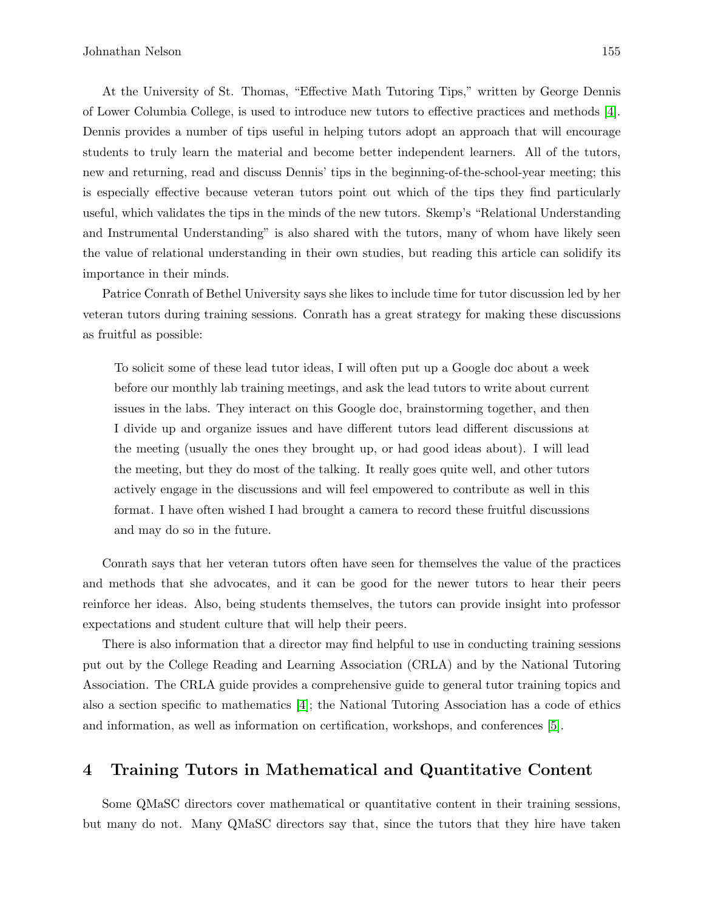At the University of St. Thomas, "Effective Math Tutoring Tips," written by George Dennis of Lower Columbia College, is used to introduce new tutors to effective practices and methods [4]. Dennis provides a number of tips useful in helping tutors adopt an approach that will encourage students to truly learn the material and become better independent learners. All of the tutors, new and returning, read and discuss Dennis' tips in the beginning-of-the-school-year meeting; this is especially effective because veteran tutors point out which of the tips they find particularly useful, which validates the tips in the minds of the new tutors. Skemp's "Relational Understanding and Instrumental Understanding" is also shared with the tutors, many of whom have likely seen the value of relational understanding in their own studies, but reading this article can solidify its importance in their minds.

Patrice Conrath of Bethel University says she likes to include time for tutor discussion led by her veteran tutors during training sessions. Conrath has a great strategy for making these discussions as fruitful as possible:

> To solicit some of these lead tutor ideas, I will often put up a Google doc about a week before our monthly lab training meetings, and ask the lead tutors to write about current issues in the labs. They interact on this Google doc, brainstorming together, and then I divide up and organize issues and have different tutors lead different discussions at the meeting (usually the ones they brought up, or had good ideas about). I will lead the meeting, but they do most of the talking. It really goes quite well, and other tutors actively engage in the discussions and will feel empowered to contribute as well in this format. I have often wished I had brought a camera to record these fruitful discussions and may do so in the future.

Conrath says that her veteran tutors often have seen for themselves the value of the practices and methods that she advocates, and it can be good for the newer tutors to hear their peers reinforce her ideas. Also, being students themselves, the tutors can provide insight into professor expectations and student culture that will help their peers.

There is also information that a director may find helpful to use in conducting training sessions put out by the College Reading and Learning Association (CRLA) and by the National Tutoring Association. The CRLA guide provides a comprehensive guide to general tutor training topics and also a section specific to mathematics [4]; the National Tutoring Association has a code of ethics and information, as well as information on certification, workshops, and conferences [5].

## 4 Training Tutors in Mathematical and Quantitative Content

Some QMaSC directors cover mathematical or quantitative content in their training sessions, but many do not. Many QMaSC directors say that, since the tutors that they hire have taken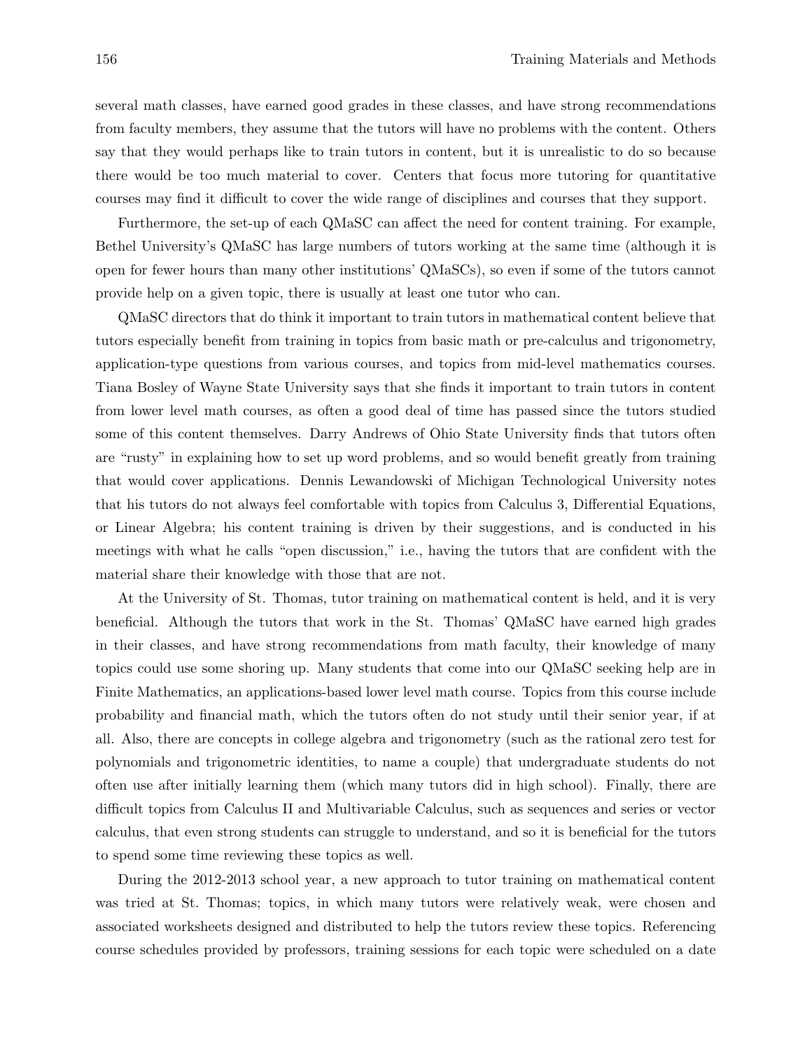several math classes, have earned good grades in these classes, and have strong recommendations from faculty members, they assume that the tutors will have no problems with the content. Others say that they would perhaps like to train tutors in content, but it is unrealistic to do so because there would be too much material to cover. Centers that focus more tutoring for quantitative courses may find it difficult to cover the wide range of disciplines and courses that they support.

Furthermore, the set-up of each QMaSC can affect the need for content training. For example, Bethel University's QMaSC has large numbers of tutors working at the same time (although it is open for fewer hours than many other institutions' QMaSCs), so even if some of the tutors cannot provide help on a given topic, there is usually at least one tutor who can.

QMaSC directors that do think it important to train tutors in mathematical content believe that tutors especially benefit from training in topics from basic math or pre-calculus and trigonometry, application-type questions from various courses, and topics from mid-level mathematics courses. Tiana Bosley of Wayne State University says that she finds it important to train tutors in content from lower level math courses, as often a good deal of time has passed since the tutors studied some of this content themselves. Darry Andrews of Ohio State University finds that tutors often are "rusty" in explaining how to set up word problems, and so would benefit greatly from training that would cover applications. Dennis Lewandowski of Michigan Technological University notes that his tutors do not always feel comfortable with topics from Calculus 3, Differential Equations, or Linear Algebra; his content training is driven by their suggestions, and is conducted in his meetings with what he calls "open discussion," i.e., having the tutors that are confident with the material share their knowledge with those that are not.

At the University of St. Thomas, tutor training on mathematical content is held, and it is very beneficial. Although the tutors that work in the St. Thomas' QMaSC have earned high grades in their classes, and have strong recommendations from math faculty, their knowledge of many topics could use some shoring up. Many students that come into our QMaSC seeking help are in Finite Mathematics, an applications-based lower level math course. Topics from this course include probability and financial math, which the tutors often do not study until their senior year, if at all. Also, there are concepts in college algebra and trigonometry (such as the rational zero test for polynomials and trigonometric identities, to name a couple) that undergraduate students do not often use after initially learning them (which many tutors did in high school). Finally, there are difficult topics from Calculus II and Multivariable Calculus, such as sequences and series or vector calculus, that even strong students can struggle to understand, and so it is beneficial for the tutors to spend some time reviewing these topics as well.

During the 2012-2013 school year, a new approach to tutor training on mathematical content was tried at St. Thomas; topics, in which many tutors were relatively weak, were chosen and associated worksheets designed and distributed to help the tutors review these topics. Referencing course schedules provided by professors, training sessions for each topic were scheduled on a date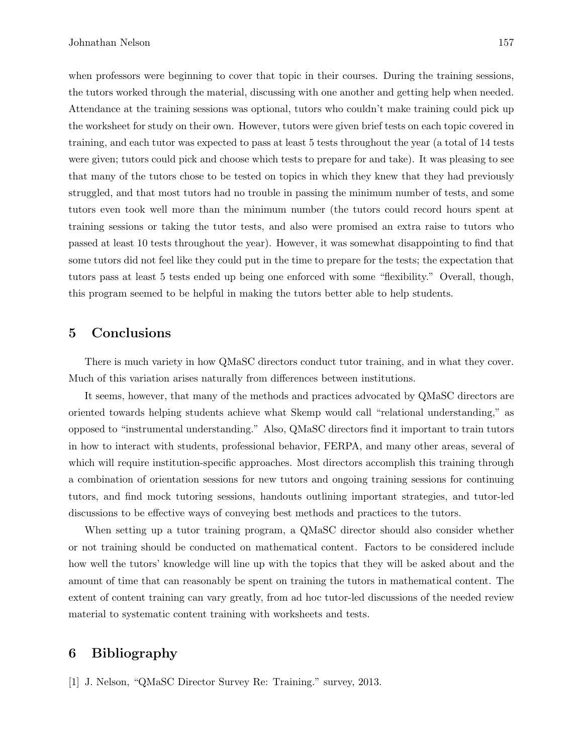when professors were beginning to cover that topic in their courses. During the training sessions, the tutors worked through the material, discussing with one another and getting help when needed. Attendance at the training sessions was optional, tutors who couldn't make training could pick up the worksheet for study on their own. However, tutors were given brief tests on each topic covered in training, and each tutor was expected to pass at least 5 tests throughout the year (a total of 14 tests were given; tutors could pick and choose which tests to prepare for and take). It was pleasing to see that many of the tutors chose to be tested on topics in which they knew that they had previously struggled, and that most tutors had no trouble in passing the minimum number of tests, and some tutors even took well more than the minimum number (the tutors could record hours spent at training sessions or taking the tutor tests, and also were promised an extra raise to tutors who passed at least 10 tests throughout the year). However, it was somewhat disappointing to find that some tutors did not feel like they could put in the time to prepare for the tests; the expectation that tutors pass at least 5 tests ended up being one enforced with some "flexibility." Overall, though, this program seemed to be helpful in making the tutors better able to help students.

## 5 Conclusions

There is much variety in how QMaSC directors conduct tutor training, and in what they cover. Much of this variation arises naturally from differences between institutions.

It seems, however, that many of the methods and practices advocated by QMaSC directors are oriented towards helping students achieve what Skemp would call "relational understanding," as opposed to "instrumental understanding." Also, QMaSC directors find it important to train tutors in how to interact with students, professional behavior, FERPA, and many other areas, several of which will require institution-specific approaches. Most directors accomplish this training through a combination of orientation sessions for new tutors and ongoing training sessions for continuing tutors, and find mock tutoring sessions, handouts outlining important strategies, and tutor-led discussions to be effective ways of conveying best methods and practices to the tutors.

When setting up a tutor training program, a QMaSC director should also consider whether or not training should be conducted on mathematical content. Factors to be considered include how well the tutors' knowledge will line up with the topics that they will be asked about and the amount of time that can reasonably be spent on training the tutors in mathematical content. The extent of content training can vary greatly, from ad hoc tutor-led discussions of the needed review material to systematic content training with worksheets and tests.

## 6 Bibliography

[1] J. Nelson, "QMaSC Director Survey Re: Training." survey, 2013.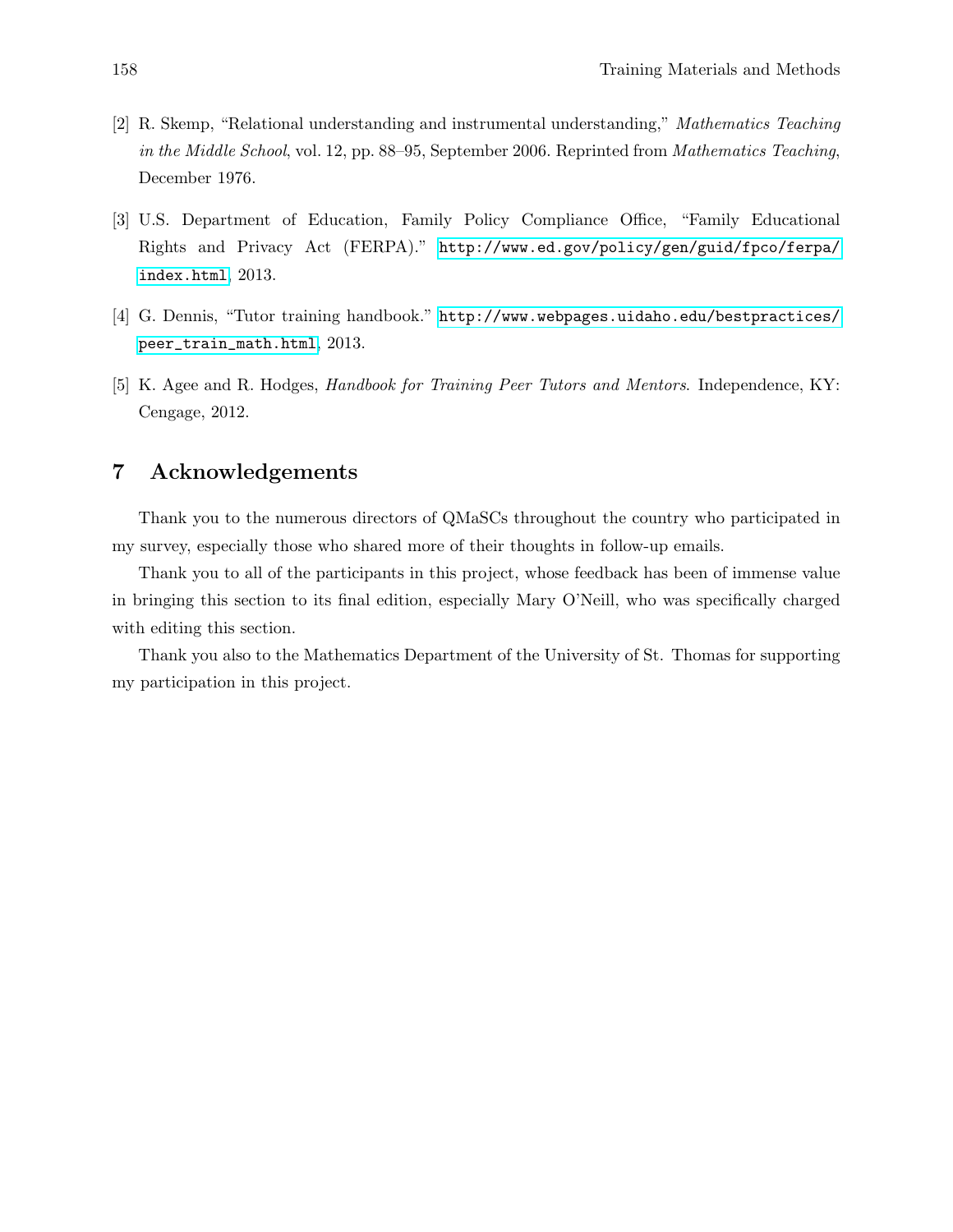[2] R. Skemp, "Relational understanding and instrumental understanding," *Mathematics Teaching in the Middle School*, vol. 12, pp. 88–95, September 2006. Reprinted from *Mathematics Teaching*, December 1976.

[3] U.S. Department of Education, Family Policy Compliance Office, "Family Educational Rights and Privacy Act (FERPA)." http://www.ed.gov/policy/gen/guid/fpco/ferpa/index.html, 2013.

[4] G. Dennis, "Tutor training handbook." http://www.webpages.uidaho.edu/bestpractices/peer_train_math.html, 2013.

[5] K. Agee and R. Hodges, *Handbook for Training Peer Tutors and Mentors*. Independence, KY: Cengage, 2012.

## 7 Acknowledgements

Thank you to the numerous directors of QMaSCs throughout the country who participated in my survey, especially those who shared more of their thoughts in follow-up emails.

Thank you to all of the participants in this project, whose feedback has been of immense value in bringing this section to its final edition, especially Mary O'Neill, who was specifically charged with editing this section.

Thank you also to the Mathematics Department of the University of St. Thomas for supporting my participation in this project.